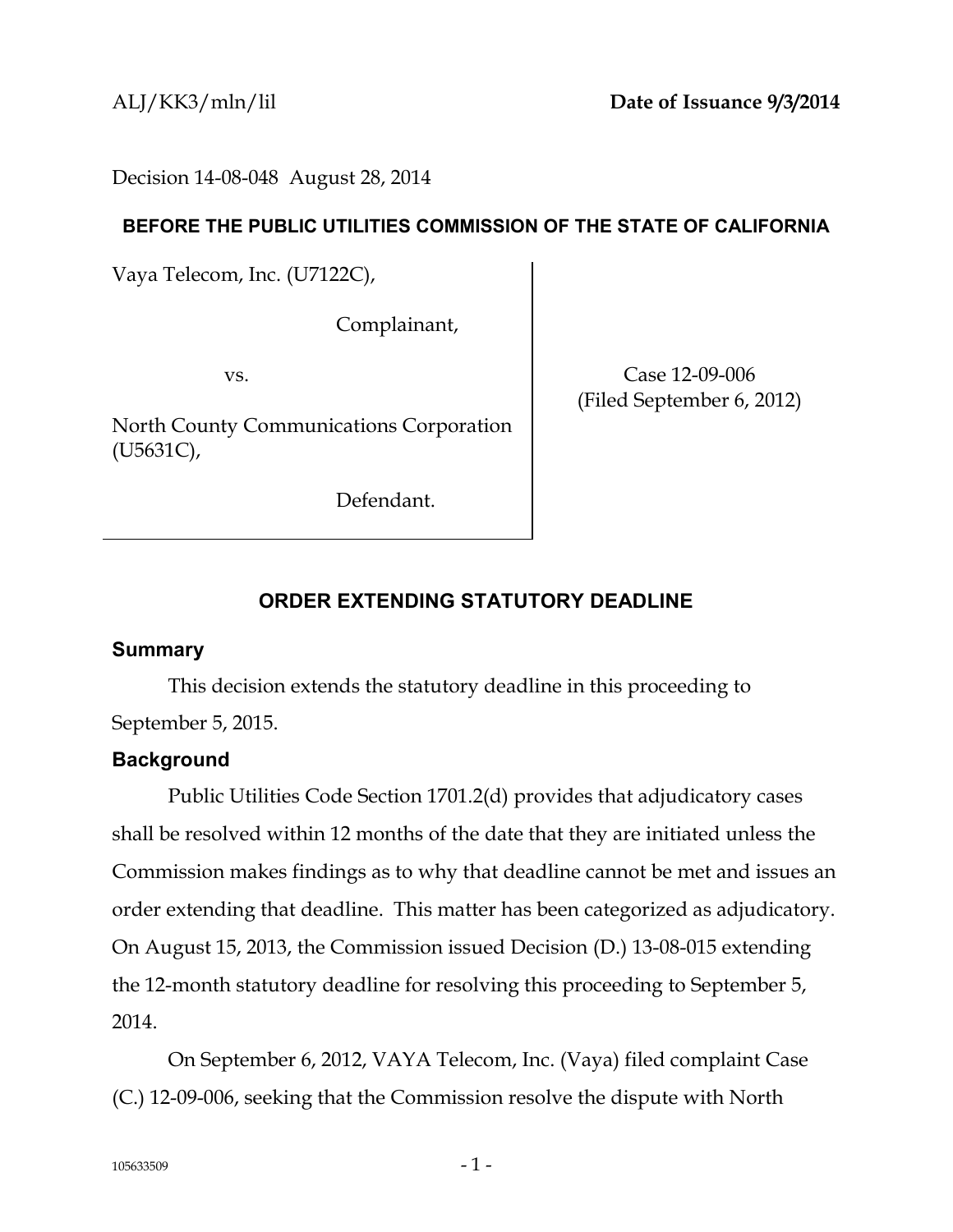ALJ/KK3/mln/lil **Date of Issuance 9/3/2014**

Decision 14-08-048 August 28, 2014

**BEFORE THE PUBLIC UTILITIES COMMISSION OF THE STATE OF CALIFORNIA**

| | |
|---|---|
| Vaya Telecom, Inc. (U7122C),<br><br>Complainant,<br><br>vs.<br><br>North County Communications Corporation (U5631C),<br><br>Defendant. | Case 12-09-006<br>(Filed September 6, 2012) |

## ORDER EXTENDING STATUTORY DEADLINE

### Summary

This decision extends the statutory deadline in this proceeding to September 5, 2015.

### Background

Public Utilities Code Section 1701.2(d) provides that adjudicatory cases shall be resolved within 12 months of the date that they are initiated unless the Commission makes findings as to why that deadline cannot be met and issues an order extending that deadline. This matter has been categorized as adjudicatory. On August 15, 2013, the Commission issued Decision (D.) 13-08-015 extending the 12-month statutory deadline for resolving this proceeding to September 5, 2014.

On September 6, 2012, VAYA Telecom, Inc. (Vaya) filed complaint Case (C.) 12-09-006, seeking that the Commission resolve the dispute with North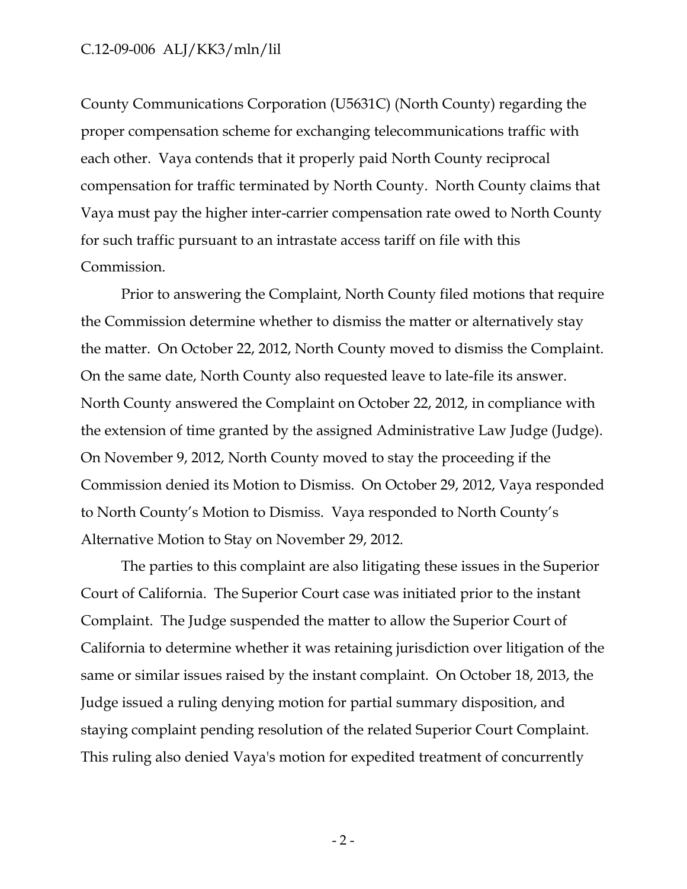County Communications Corporation (U5631C) (North County) regarding the proper compensation scheme for exchanging telecommunications traffic with each other. Vaya contends that it properly paid North County reciprocal compensation for traffic terminated by North County. North County claims that Vaya must pay the higher inter-carrier compensation rate owed to North County for such traffic pursuant to an intrastate access tariff on file with this Commission.

Prior to answering the Complaint, North County filed motions that require the Commission determine whether to dismiss the matter or alternatively stay the matter. On October 22, 2012, North County moved to dismiss the Complaint. On the same date, North County also requested leave to late-file its answer. North County answered the Complaint on October 22, 2012, in compliance with the extension of time granted by the assigned Administrative Law Judge (Judge). On November 9, 2012, North County moved to stay the proceeding if the Commission denied its Motion to Dismiss. On October 29, 2012, Vaya responded to North County's Motion to Dismiss. Vaya responded to North County's Alternative Motion to Stay on November 29, 2012.

The parties to this complaint are also litigating these issues in the Superior Court of California. The Superior Court case was initiated prior to the instant Complaint. The Judge suspended the matter to allow the Superior Court of California to determine whether it was retaining jurisdiction over litigation of the same or similar issues raised by the instant complaint. On October 18, 2013, the Judge issued a ruling denying motion for partial summary disposition, and staying complaint pending resolution of the related Superior Court Complaint. This ruling also denied Vaya's motion for expedited treatment of concurrently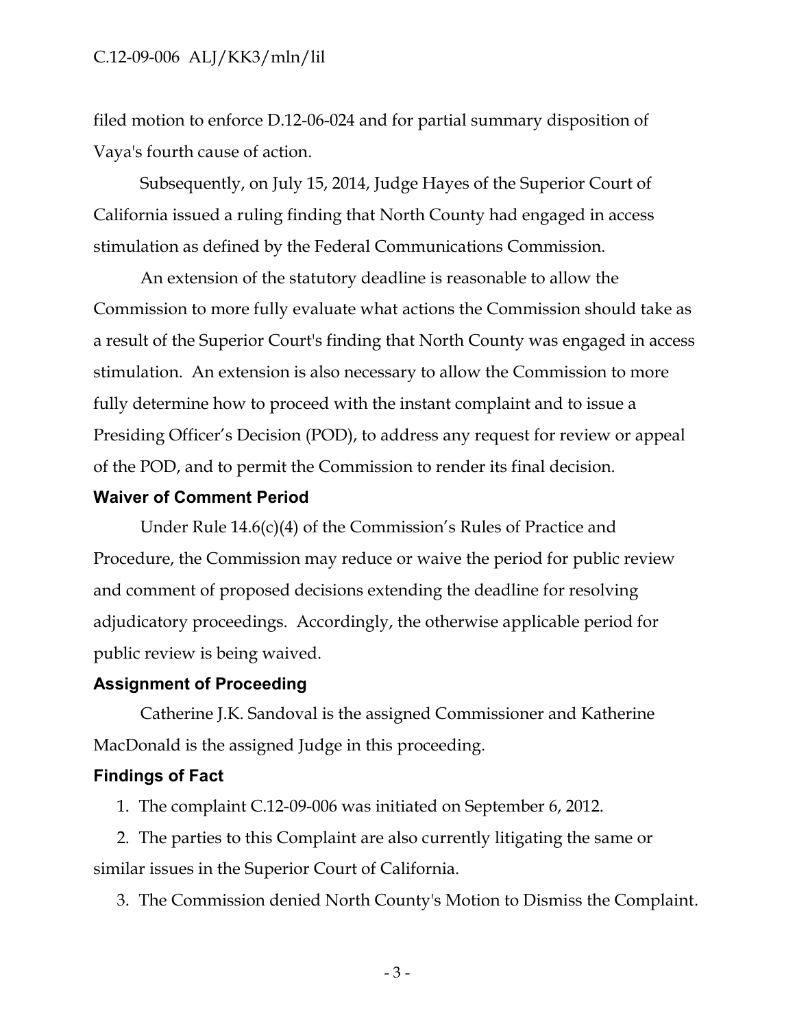filed motion to enforce D.12-06-024 and for partial summary disposition of Vaya's fourth cause of action.

Subsequently, on July 15, 2014, Judge Hayes of the Superior Court of California issued a ruling finding that North County had engaged in access stimulation as defined by the Federal Communications Commission.

An extension of the statutory deadline is reasonable to allow the Commission to more fully evaluate what actions the Commission should take as a result of the Superior Court's finding that North County was engaged in access stimulation. An extension is also necessary to allow the Commission to more fully determine how to proceed with the instant complaint and to issue a Presiding Officer's Decision (POD), to address any request for review or appeal of the POD, and to permit the Commission to render its final decision.

## Waiver of Comment Period

Under Rule 14.6(c)(4) of the Commission's Rules of Practice and Procedure, the Commission may reduce or waive the period for public review and comment of proposed decisions extending the deadline for resolving adjudicatory proceedings. Accordingly, the otherwise applicable period for public review is being waived.

## Assignment of Proceeding

Catherine J.K. Sandoval is the assigned Commissioner and Katherine MacDonald is the assigned Judge in this proceeding.

## Findings of Fact

1. The complaint C.12-09-006 was initiated on September 6, 2012.
2. The parties to this Complaint are also currently litigating the same or similar issues in the Superior Court of California.
3. The Commission denied North County's Motion to Dismiss the Complaint.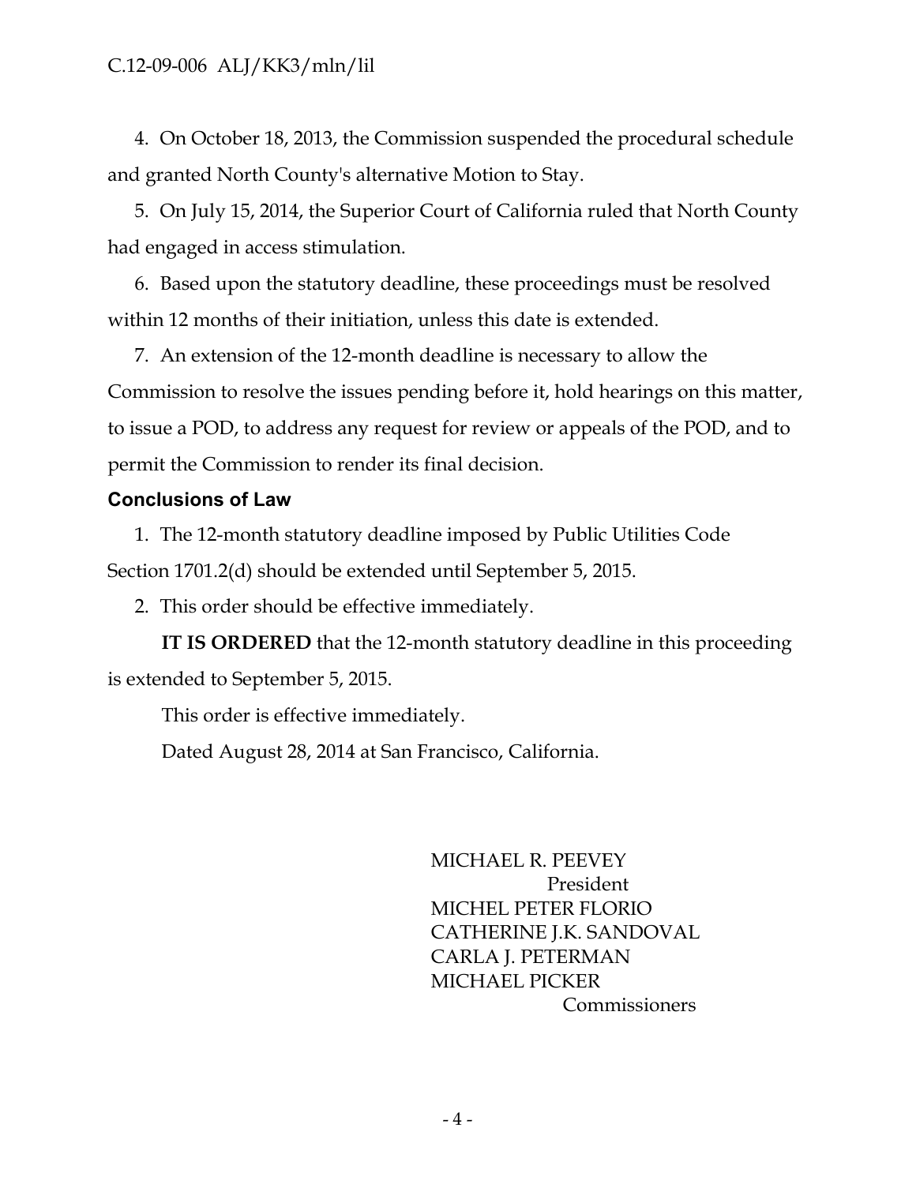4. On October 18, 2013, the Commission suspended the procedural schedule and granted North County's alternative Motion to Stay.

5. On July 15, 2014, the Superior Court of California ruled that North County had engaged in access stimulation.

6. Based upon the statutory deadline, these proceedings must be resolved within 12 months of their initiation, unless this date is extended.

7. An extension of the 12-month deadline is necessary to allow the Commission to resolve the issues pending before it, hold hearings on this matter, to issue a POD, to address any request for review or appeals of the POD, and to permit the Commission to render its final decision.

### Conclusions of Law

1. The 12-month statutory deadline imposed by Public Utilities Code Section 1701.2(d) should be extended until September 5, 2015.

2. This order should be effective immediately.

**IT IS ORDERED** that the 12-month statutory deadline in this proceeding is extended to September 5, 2015.

This order is effective immediately.

Dated August 28, 2014 at San Francisco, California.

MICHAEL R. PEEVEY
President
MICHEL PETER FLORIO
CATHERINE J.K. SANDOVAL
CARLA J. PETERMAN
MICHAEL PICKER
Commissioners